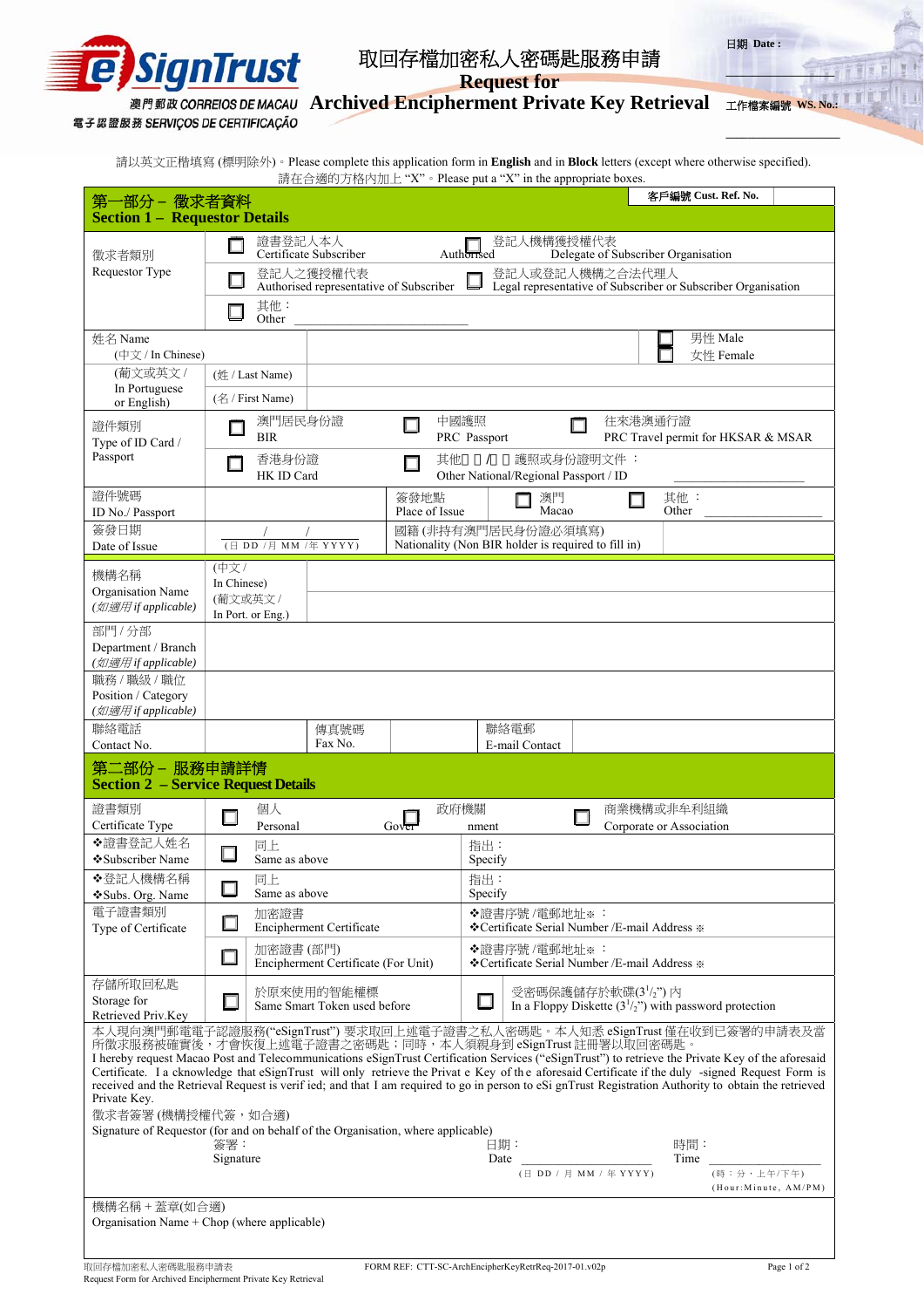eSignTrust
澳門郵政 CORREIOS DE MACAU
電子認證服務 SERVIÇOS DE CERTIFICAÇÃO

# 取回存檔加密私人密碼匙服務申請
# Request for Archived Encipherment Private Key Retrieval

日期 Date :

工作檔案編號 WS. No.:

請以英文正楷填寫 (標明除外)。Please complete this application form in **English** and in **Block** letters (except where otherwise specified).
請在合適的方格內加上 "X"。Please put a "X" in the appropriate boxes.

## 第一部分 – 徵求者資料 Section 1 – Requestor Details

客戶編號 Cust. Ref. No.

| | | | | |
|---|---|---|---|---|
| 徵求者類別 Requestor Type | ☐ 證書登記人本人 Certificate Subscriber | | ☐ 登記人機構獲授權代表 Authorised Delegate of Subscriber Organisation | |
| | ☐ 登記人之獲授權代表 Authorised representative of Subscriber | | ☐ 登記人或登記人機構之合法代理人 Legal representative of Subscriber or Subscriber Organisation | |
| | ☐ 其他：Other ________ | | | |
| 姓名 Name (中文 / In Chinese) | | | | ☐ 男性 Male ☐ 女性 Female |
| (葡文或英文 / In Portuguese or English) | (姓 / Last Name) | | | |
| | (名 / First Name) | | | |
| 證件類別 Type of ID Card / Passport | ☐ 澳門居民身份證 BIR | ☐ 中國護照 PRC Passport | ☐ 往來港澳通行證 PRC Travel permit for HKSAR & MSAR | |
| | ☐ 香港身份證 HK ID Card | ☐ 其他國家/地區護照或身份證明文件：Other National/Regional Passport / ID ________ | | |
| 證件號碼 ID No./ Passport | | 簽發地點 Place of Issue | ☐ 澳門 Macao | ☐ 其他：Other ________ |
| 簽發日期 Date of Issue | / / (日 DD / 月 MM / 年 YYYY) | 國籍 (非持有澳門居民身份證必須填寫) Nationality (Non BIR holder is required to fill in) | | |
| 機構名稱 Organisation Name (如適用 if applicable) | (中文 / In Chinese) | | | |
| | (葡文或英文 / In Port. or Eng.) | | | |
| 部門 / 分部 Department / Branch (如適用 if applicable) | | | | |
| 職務 / 職級 / 職位 Position / Category (如適用 if applicable) | | | | |
| 聯絡電話 Contact No. | | 傳真號碼 Fax No. | | 聯絡電郵 E-mail Contact |

## 第二部份 – 服務申請詳情 Section 2 – Service Request Details

| | | |
|---|---|---|
| 證書類別 Certificate Type | ☐ 個人 Personal ☐ 政府機關 Government | ☐ 商業機構或非牟利組織 Corporate or Association |
| ❖證書登記人姓名 ❖Subscriber Name | ☐ 同上 Same as above | 指出：Specify |
| ❖登記人機構名稱 ❖Subs. Org. Name | ☐ 同上 Same as above | 指出：Specify |
| 電子證書類別 Type of Certificate | ☐ 加密證書 Encipherment Certificate | ❖證書序號 /電郵地址※： ❖Certificate Serial Number /E-mail Address ※ |
| | ☐ 加密證書 (部門) Encipherment Certificate (For Unit) | ❖證書序號 /電郵地址※： ❖Certificate Serial Number /E-mail Address ※ |
| 存儲所取回私匙 Storage for Retrieved Priv.Key | ☐ 於原來使用的智能權標 Same Smart Token used before | ☐ 受密碼保護儲存於軟碟($3^1/_2$") 內 In a Floppy Diskette ($3^1/_2$") with password protection |

本人現向澳門郵電電子認證服務("eSignTrust") 要求取回上述電子證書之私人密碼匙。本人知悉 eSignTrust 僅在收到已簽署的申請表及當所徵求服務被確實後，才會恢復上述電子證書之密碼匙；同時，本人須親身到 eSignTrust 註冊署以取回密碼匙。
I hereby request Macao Post and Telecommunications Certification Services ("eSignTrust") to retrieve the Private Key of the aforesaid Certificate. I acknowledge that eSignTrust will only retrieve the Private Key of the aforesaid Certificate if the duly -signed Request Form is received and the Retrieval Request is verified; and that I am required to go in person to eSignTrust Registration Authority to obtain the retrieved Private Key.

徵求者簽署 (機構授權代簽，如合適)
Signature of Requestor (for and on behalf of the Organisation, where applicable)

簽署：Signature ________ 日期：Date ________ (日 DD / 月 MM / 年 YYYY) 時間：Time ________ (時：分，上午/下午) (Hour:Minute, AM/PM)

機構名稱 + 蓋章(如合適)
Organisation Name + Chop (where applicable)

取回存檔加密私人密碼匙申請表
Request Form for Archived Encipherment Private Key Retrieval
FORM REF: CTT-SC-ArchEncipherKeyRetrReq-2017-01.v02p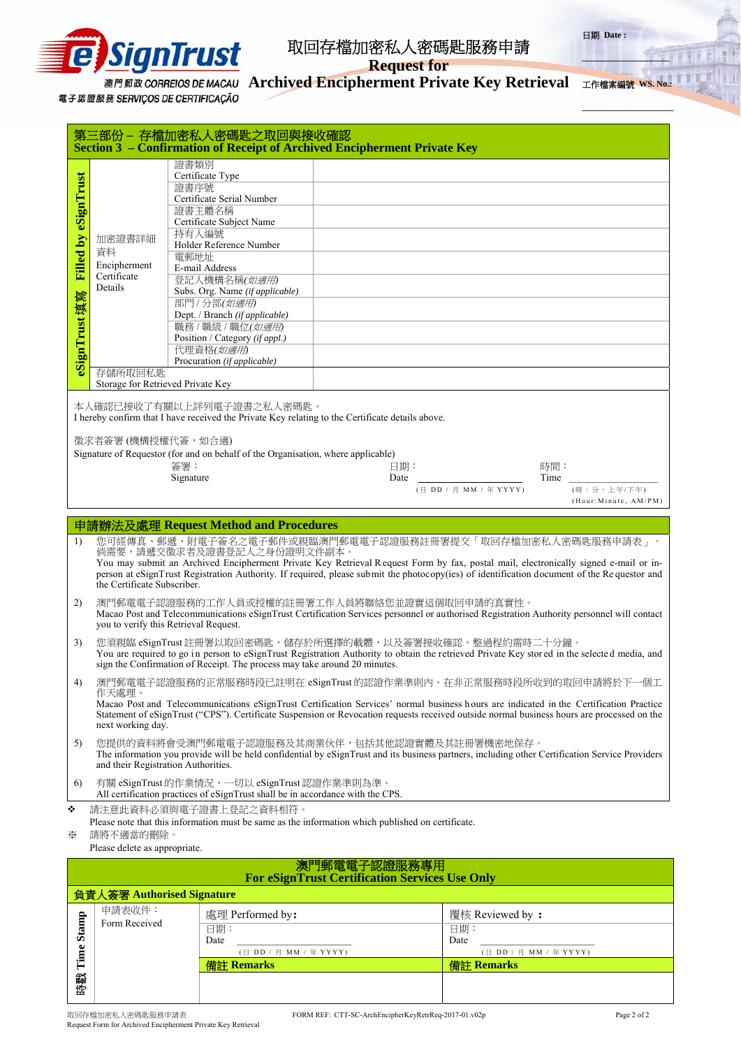# 取回存檔加密私人密碼匙服務申請
# Request for Archived Encipherment Private Key Retrieval

日期 Date :

工作檔案編號 WS. No.:

## 第三部份 – 存檔加密私人密碼匙之取回與接收確認
## Section 3 – Confirmation of Receipt of Archived Encipherment Private Key

| | | | |
|---|---|---|---|
| eSignTrust填寫 Filled by eSignTrust | 加密證書詳細資料 Encipherment Certificate Details | 證書類別 Certificate Type | |
| | | 證書序號 Certificate Serial Number | |
| | | 證書主體名稱 Certificate Subject Name | |
| | | 持有人編號 Holder Reference Number | |
| | | 電郵地址 E-mail Address | |
| | | 登記人機構名稱(*如適用*) Subs. Org. Name (*if applicable*) | |
| | | 部門 / 分部(*如適用*) Dept. / Branch (*if applicable*) | |
| | | 職務 / 職級 / 職位(*如適用*) Position / Category (*if appl.*) | |
| | | 代理資格(*如適用*) Procuration (*if applicable*) | |
| | 存儲所取回私匙 Storage for Retrieved Private Key | | |

本人確認已接收了有關以上詳列電子證書之私人密碼匙。
I hereby confirm that I have received the Private Key relating to the Certificate details above.

徵求者簽署 (機構授權代簽，如合適)
Signature of Requestor (for and on behalf of the Organisation, where applicable)

簽署：Signature

日期：Date ____________ (日 DD / 月 MM / 年 YYYY)

時間：Time ____________ (時：分，上午/下午) (Hour:Minute, AM/PM)

## 申請辦法及處理 Request Method and Procedures

1) 您可經傳真、郵遞、附電子簽名之電子郵件或親臨澳門郵電電子認證服務註冊署提交「取回存檔加密私人密碼匙服務申請表」。倘需要，請遞交徵求者及證書登記人之身份證明文件副本。
You may submit an Archived Encipherment Private Key Retrieval Request Form by fax, postal mail, electronically signed e-mail or in-person at eSignTrust Registration Authority. If required, please submit the photocopy(ies) of identification document of the Requestor and the Certificate Subscriber.

2) 澳門郵電電子認證服務的工作人員或授權的註冊署工作人員將聯絡您並證實這個取回申請的真實性。
Macao Post and Telecommunications eSignTrust Certification Services personnel or authorised Registration Authority personnel will contact you to verify this Retrieval Request.

3) 您須親臨 eSignTrust 註冊署以取回密碼匙，儲存於所選擇的載體，以及簽署接收確認。整過程約需時二十分鐘。
You are required to go in person to eSignTrust Registration Authority to obtain the retrieved Private Key stored in the selected media, and sign the Confirmation of Receipt. The process may take around 20 minutes.

4) 澳門郵電電子認證服務的正常服務時段已註明在 eSignTrust 的認證作業準則內。在非正常服務時段所收到的取回申請將於下一個工作天處理。
Macao Post and Telecommunications eSignTrust Certification Services' normal business hours are indicated in the Certification Practice Statement of eSignTrust ("CPS"). Certificate Suspension or Revocation requests received outside normal business hours are processed on the next working day.

5) 您提供的資料將會受澳門郵電電子認證服務及其商業伙伴，包括其他認證實體及其註冊署機密地保存。
The information you provide will be held confidential by eSignTrust and its business partners, including other Certification Service Providers and their Registration Authorities.

6) 有關 eSignTrust 的作業情況，一切以 eSignTrust 認證作業準則為準。
All certification practices of eSignTrust shall be in accordance with the CPS.

❖ 請注意此資料必須與電子證書上登記之資料相符。
Please note that this information must be same as the information which published on certificate.

※ 請將不適當的刪除。
Please delete as appropriate.

## 澳門郵電電子認證服務專用
## For eSignTrust Certification Services Use Only

**負責人簽署 Authorised Signature**

| | | | |
|---|---|---|---|
| 時戳 Time Stamp | 申請表收件：Form Received | 處理 Performed by: 日期：Date ____________ (日 DD / 月 MM / 年 YYYY) | 覆核 Reviewed by: 日期：Date ____________ (日 DD / 月 MM / 年 YYYY) |
| | | **備註 Remarks** | **備註 Remarks** |

取回存檔加密私人密碼匙服務申請表
Request Form for Archived Encipherment Private Key Retrieval

FORM REF: CTT-SC-ArchEncipherKeyRetrReq-2017-01.v02p